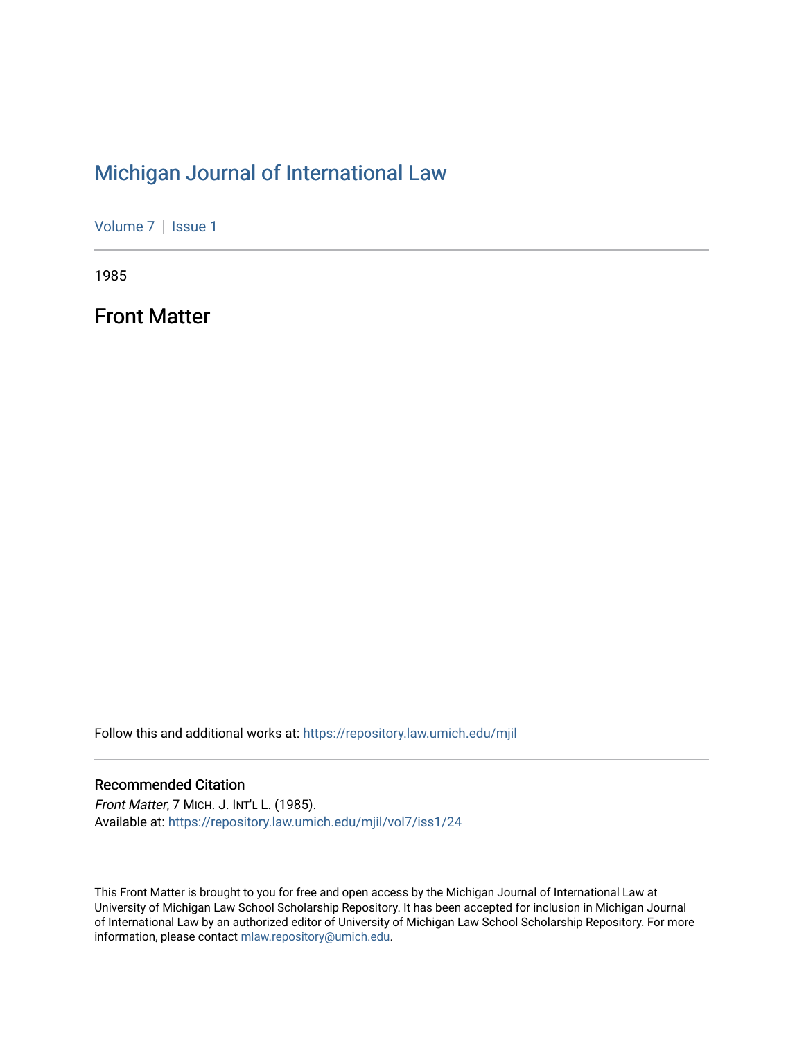# Michigan Journal of International Law

Volume 7 | Issue 1

1985

## Front Matter

Follow this and additional works at: https://repository.law.umich.edu/mjil

### Recommended Citation

*Front Matter*, 7 MICH. J. INT'L L. (1985).
Available at: https://repository.law.umich.edu/mjil/vol7/iss1/24

This Front Matter is brought to you for free and open access by the Michigan Journal of International Law at University of Michigan Law School Scholarship Repository. It has been accepted for inclusion in Michigan Journal of International Law by an authorized editor of University of Michigan Law School Scholarship Repository. For more information, please contact mlaw.repository@umich.edu.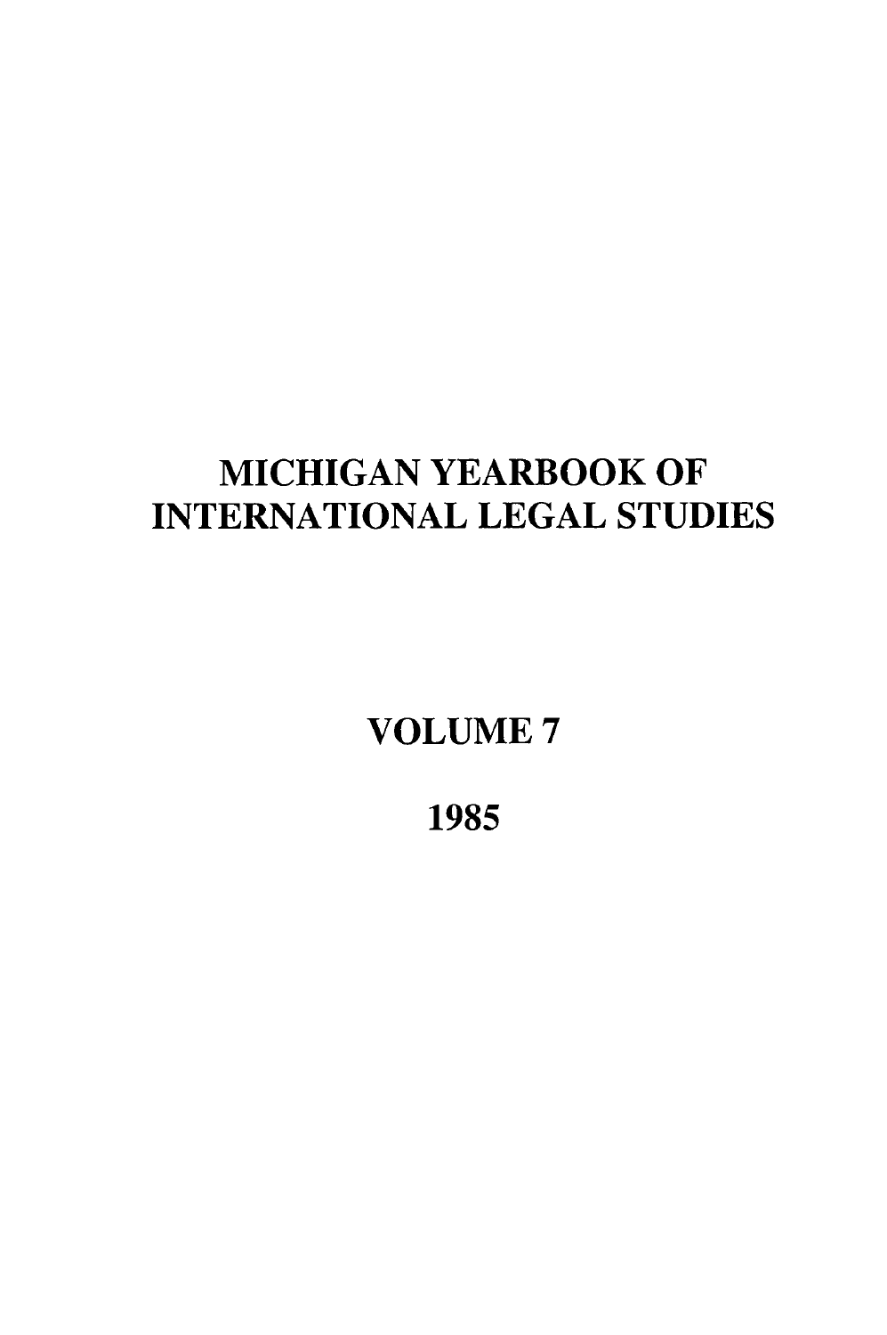# MICHIGAN YEARBOOK OF INTERNATIONAL LEGAL STUDIES

## VOLUME 7

## 1985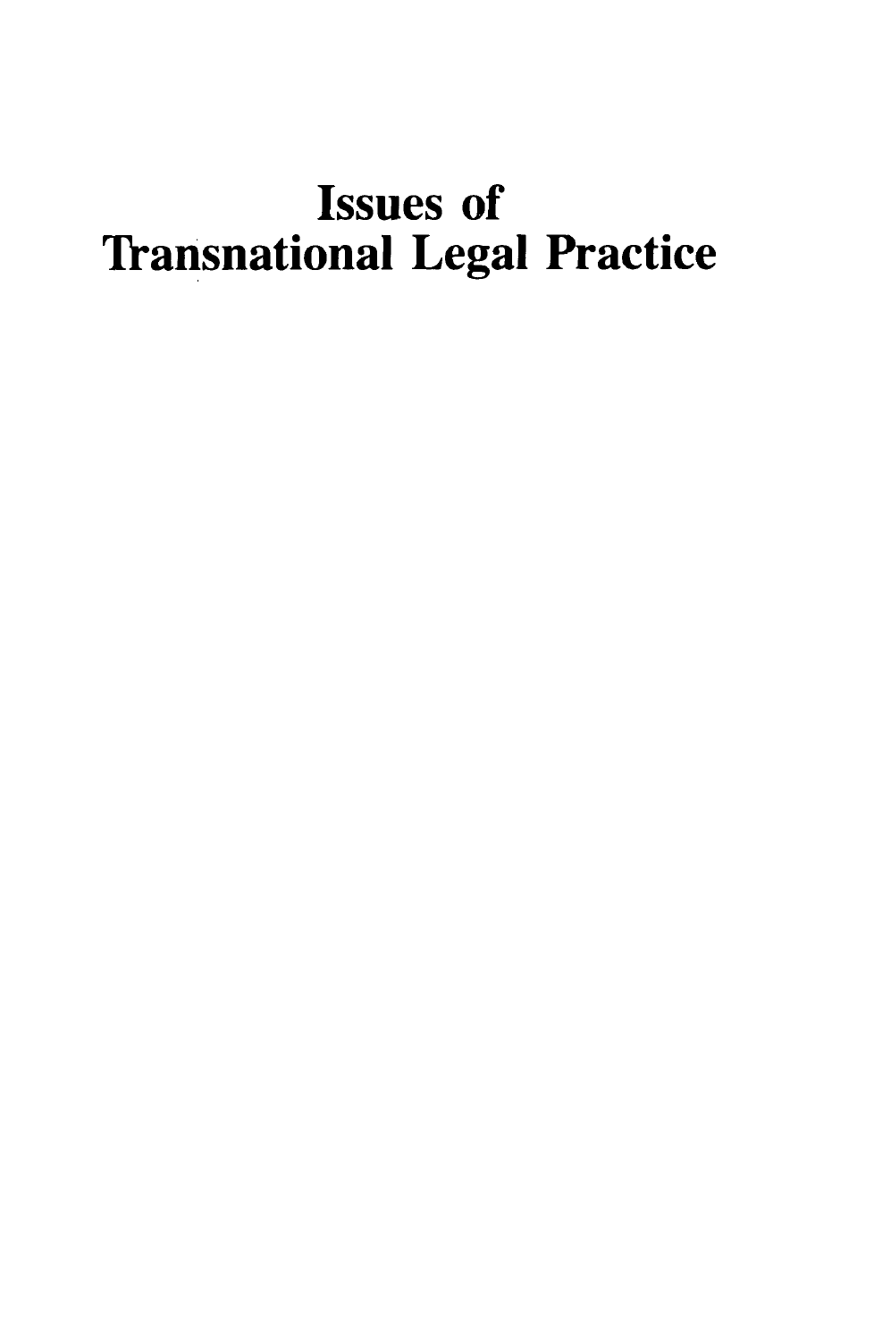# Issues of Transnational Legal Practice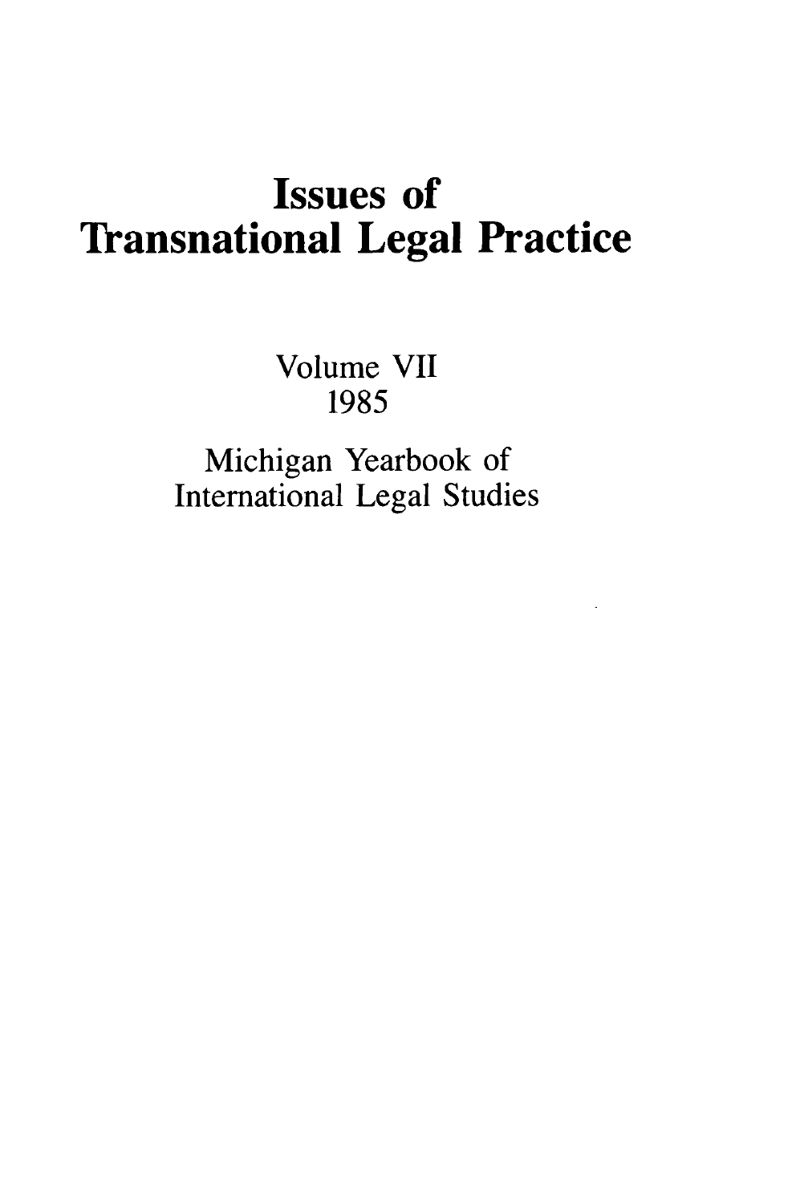# Issues of Transnational Legal Practice

Volume VII
1985

Michigan Yearbook of
International Legal Studies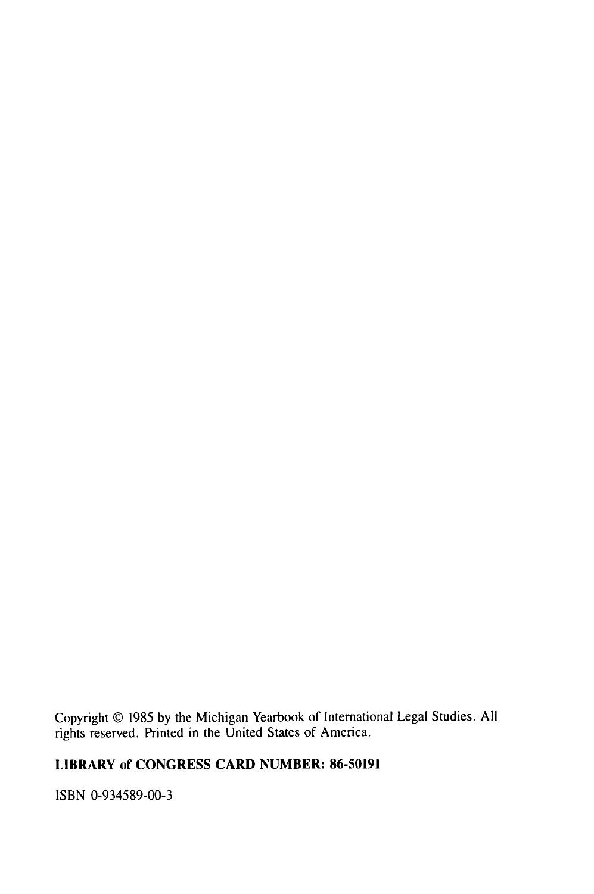Copyright © 1985 by the Michigan Yearbook of International Legal Studies. All rights reserved. Printed in the United States of America.

**LIBRARY of CONGRESS CARD NUMBER: 86-50191**

ISBN 0-934589-00-3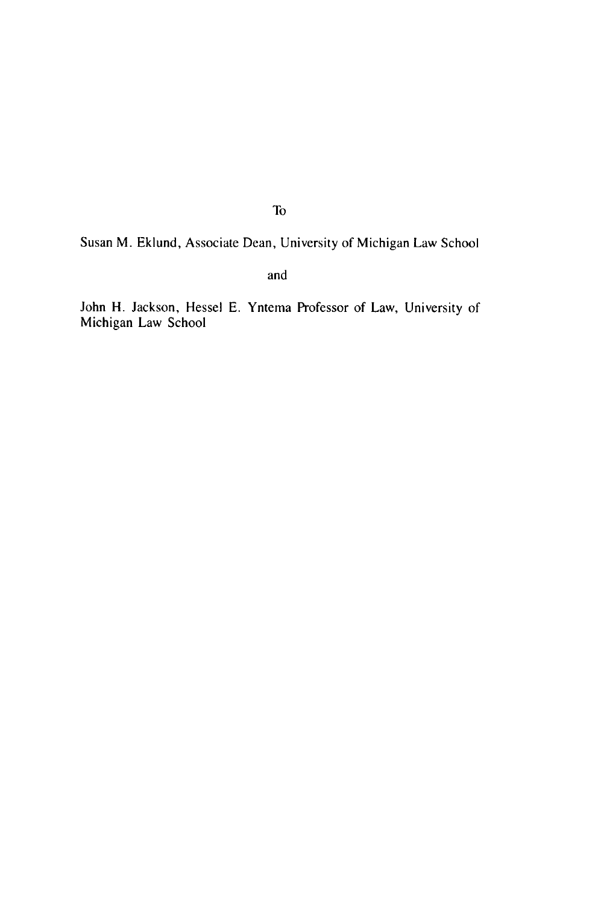To

Susan M. Eklund, Associate Dean, University of Michigan Law School

and

John H. Jackson, Hessel E. Yntema Professor of Law, University of Michigan Law School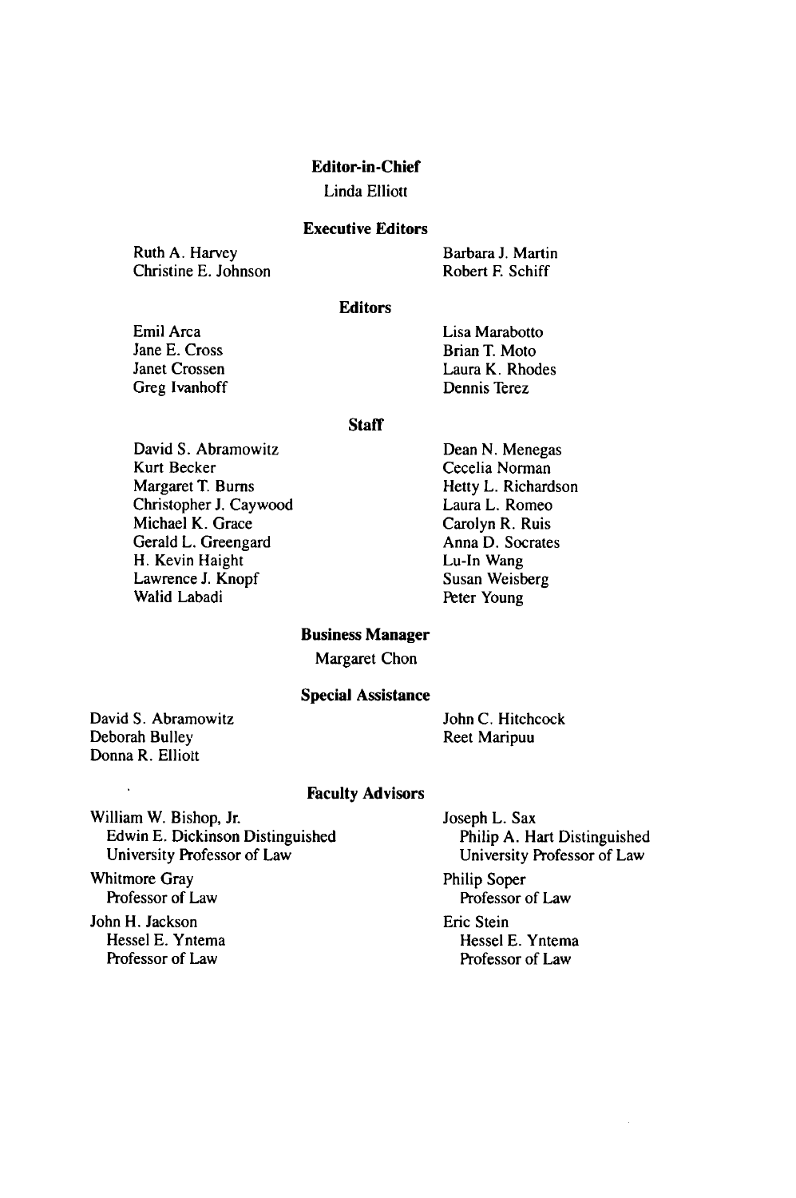**Editor-in-Chief**

Linda Elliott

**Executive Editors**

Ruth A. Harvey
Christine E. Johnson
Barbara J. Martin
Robert F. Schiff

**Editors**

Emil Arca
Jane E. Cross
Janet Crossen
Greg Ivanhoff
Lisa Marabotto
Brian T. Moto
Laura K. Rhodes
Dennis Terez

**Staff**

David S. Abramowitz
Kurt Becker
Margaret T. Burns
Christopher J. Caywood
Michael K. Grace
Gerald L. Greengard
H. Kevin Haight
Lawrence J. Knopf
Walid Labadi
Dean N. Menegas
Cecelia Norman
Hetty L. Richardson
Laura L. Romeo
Carolyn R. Ruis
Anna D. Socrates
Lu-In Wang
Susan Weisberg
Peter Young

**Business Manager**

Margaret Chon

**Special Assistance**

David S. Abramowitz
Deborah Bulley
Donna R. Elliott
John C. Hitchcock
Reet Maripuu

**Faculty Advisors**

William W. Bishop, Jr.
Edwin E. Dickinson Distinguished
University Professor of Law

Whitmore Gray
Professor of Law

John H. Jackson
Hessel E. Yntema
Professor of Law

Joseph L. Sax
Philip A. Hart Distinguished
University Professor of Law

Philip Soper
Professor of Law

Eric Stein
Hessel E. Yntema
Professor of Law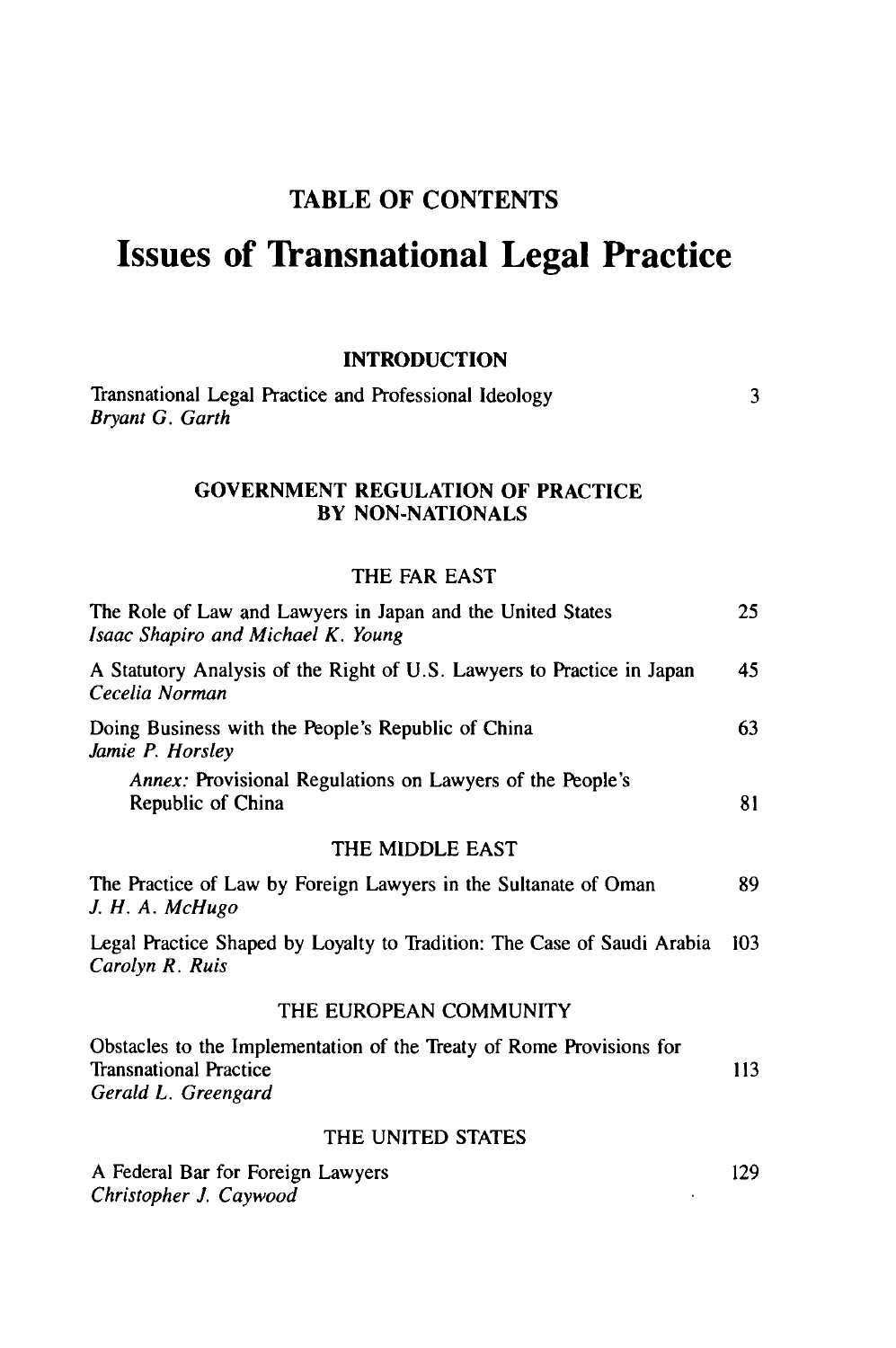## TABLE OF CONTENTS

# Issues of Transnational Legal Practice

### INTRODUCTION

Transnational Legal Practice and Professional Ideology — 3
*Bryant G. Garth*

### GOVERNMENT REGULATION OF PRACTICE BY NON-NATIONALS

#### THE FAR EAST

The Role of Law and Lawyers in Japan and the United States — 25
*Isaac Shapiro and Michael K. Young*

A Statutory Analysis of the Right of U.S. Lawyers to Practice in Japan — 45
*Cecelia Norman*

Doing Business with the People's Republic of China — 63
*Jamie P. Horsley*

*Annex:* Provisional Regulations on Lawyers of the People's Republic of China — 81

#### THE MIDDLE EAST

The Practice of Law by Foreign Lawyers in the Sultanate of Oman — 89
*J. H. A. McHugo*

Legal Practice Shaped by Loyalty to Tradition: The Case of Saudi Arabia — 103
*Carolyn R. Ruis*

#### THE EUROPEAN COMMUNITY

Obstacles to the Implementation of the Treaty of Rome Provisions for Transnational Practice — 113
*Gerald L. Greengard*

#### THE UNITED STATES

A Federal Bar for Foreign Lawyers — 129
*Christopher J. Caywood*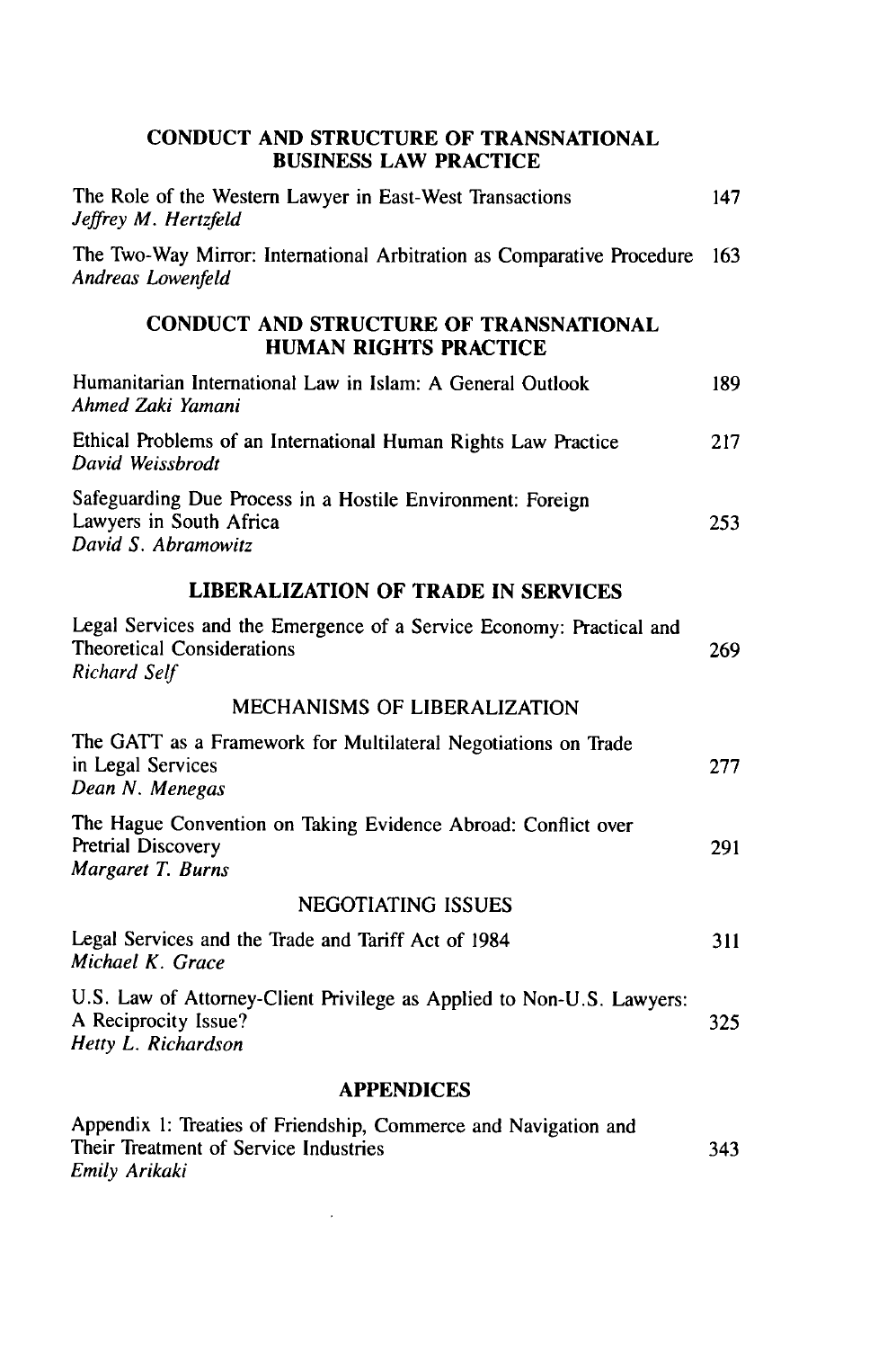## CONDUCT AND STRUCTURE OF TRANSNATIONAL BUSINESS LAW PRACTICE

The Role of the Western Lawyer in East-West Transactions 147
*Jeffrey M. Hertzfeld*

The Two-Way Mirror: International Arbitration as Comparative Procedure 163
*Andreas Lowenfeld*

## CONDUCT AND STRUCTURE OF TRANSNATIONAL HUMAN RIGHTS PRACTICE

Humanitarian International Law in Islam: A General Outlook 189
*Ahmed Zaki Yamani*

Ethical Problems of an International Human Rights Law Practice 217
*David Weissbrodt*

Safeguarding Due Process in a Hostile Environment: Foreign Lawyers in South Africa 253
*David S. Abramowitz*

## LIBERALIZATION OF TRADE IN SERVICES

Legal Services and the Emergence of a Service Economy: Practical and Theoretical Considerations 269
*Richard Self*

### MECHANISMS OF LIBERALIZATION

The GATT as a Framework for Multilateral Negotiations on Trade in Legal Services 277
*Dean N. Menegas*

The Hague Convention on Taking Evidence Abroad: Conflict over Pretrial Discovery 291
*Margaret T. Burns*

### NEGOTIATING ISSUES

Legal Services and the Trade and Tariff Act of 1984 311
*Michael K. Grace*

U.S. Law of Attorney-Client Privilege as Applied to Non-U.S. Lawyers: A Reciprocity Issue? 325
*Hetty L. Richardson*

## APPENDICES

Appendix 1: Treaties of Friendship, Commerce and Navigation and Their Treatment of Service Industries 343
*Emily Arikaki*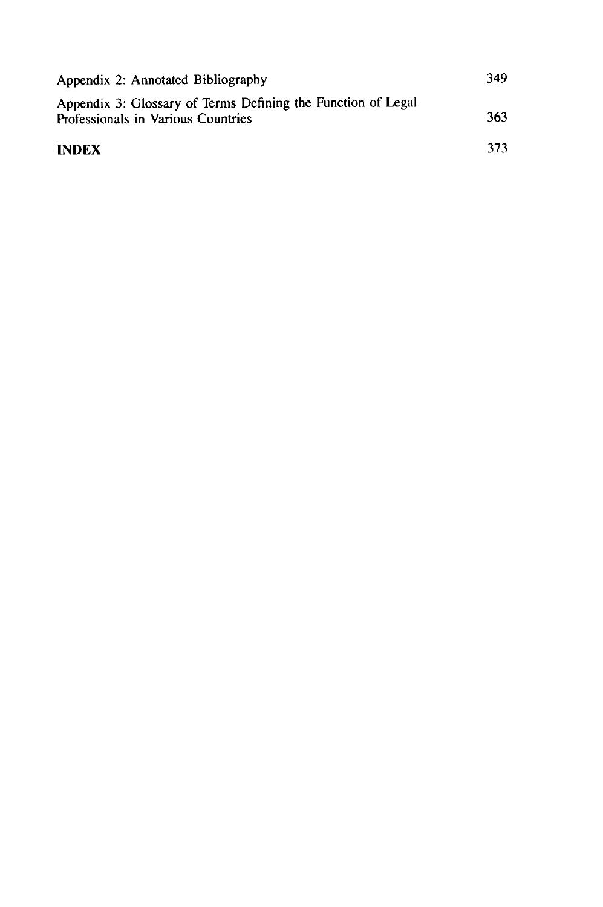| | |
|---|---|
| Appendix 2: Annotated Bibliography | 349 |
| Appendix 3: Glossary of Terms Defining the Function of Legal Professionals in Various Countries | 363 |
| **INDEX** | 373 |